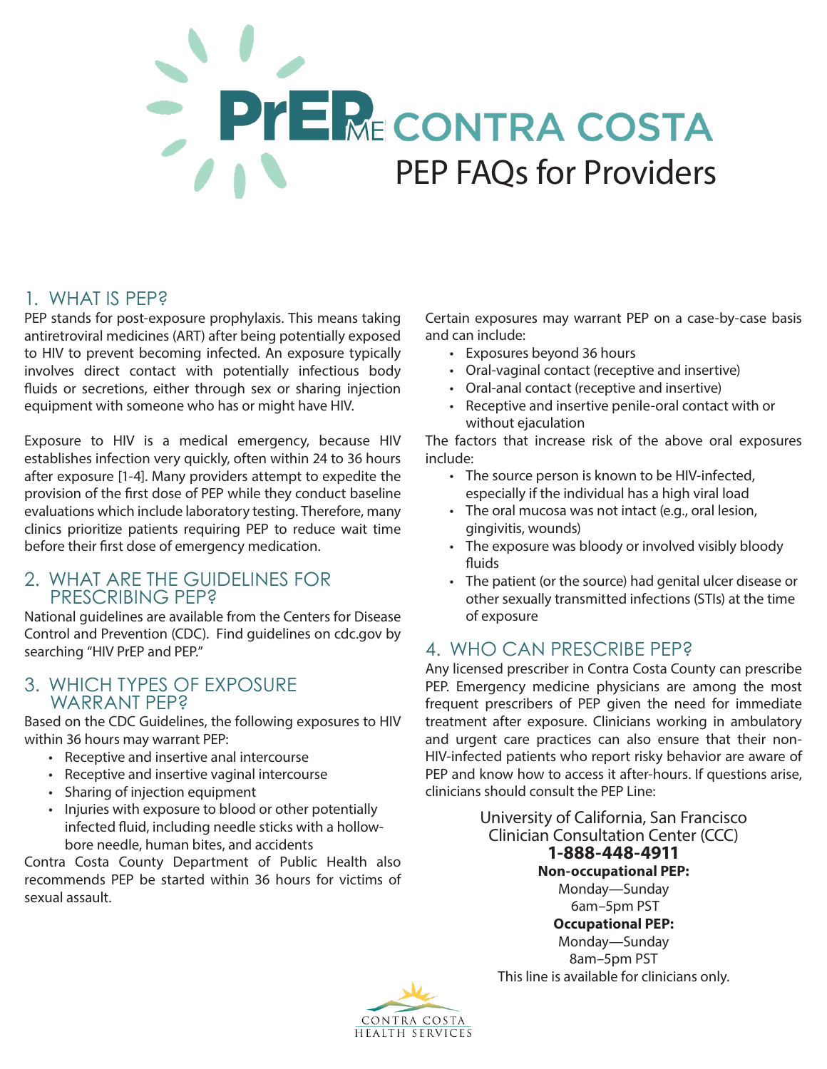# PrEP ME CONTRA COSTA

# PEP FAQs for Providers

## 1. WHAT IS PEP?

PEP stands for post-exposure prophylaxis. This means taking antiretroviral medicines (ART) after being potentially exposed to HIV to prevent becoming infected. An exposure typically involves direct contact with potentially infectious body fluids or secretions, either through sex or sharing injection equipment with someone who has or might have HIV.

Exposure to HIV is a medical emergency, because HIV establishes infection very quickly, often within 24 to 36 hours after exposure [1-4]. Many providers attempt to expedite the provision of the first dose of PEP while they conduct baseline evaluations which include laboratory testing. Therefore, many clinics prioritize patients requiring PEP to reduce wait time before their first dose of emergency medication.

## 2. WHAT ARE THE GUIDELINES FOR PRESCRIBING PEP?

National guidelines are available from the Centers for Disease Control and Prevention (CDC). Find guidelines on cdc.gov by searching "HIV PrEP and PEP."

## 3. WHICH TYPES OF EXPOSURE WARRANT PEP?

Based on the CDC Guidelines, the following exposures to HIV within 36 hours may warrant PEP:

- Receptive and insertive anal intercourse
- Receptive and insertive vaginal intercourse
- Sharing of injection equipment
- Injuries with exposure to blood or other potentially infected fluid, including needle sticks with a hollow-bore needle, human bites, and accidents

Contra Costa County Department of Public Health also recommends PEP be started within 36 hours for victims of sexual assault.

Certain exposures may warrant PEP on a case-by-case basis and can include:

- Exposures beyond 36 hours
- Oral-vaginal contact (receptive and insertive)
- Oral-anal contact (receptive and insertive)
- Receptive and insertive penile-oral contact with or without ejaculation

The factors that increase risk of the above oral exposures include:

- The source person is known to be HIV-infected, especially if the individual has a high viral load
- The oral mucosa was not intact (e.g., oral lesion, gingivitis, wounds)
- The exposure was bloody or involved visibly bloody fluids
- The patient (or the source) had genital ulcer disease or other sexually transmitted infections (STIs) at the time of exposure

## 4. WHO CAN PRESCRIBE PEP?

Any licensed prescriber in Contra Costa County can prescribe PEP. Emergency medicine physicians are among the most frequent prescribers of PEP given the need for immediate treatment after exposure. Clinicians working in ambulatory and urgent care practices can also ensure that their non-HIV-infected patients who report risky behavior are aware of PEP and know how to access it after-hours. If questions arise, clinicians should consult the PEP Line:

University of California, San Francisco
Clinician Consultation Center (CCC)
**1-888-448-4911**
**Non-occupational PEP:**
Monday—Sunday
6am–5pm PST
**Occupational PEP:**
Monday—Sunday
8am–5pm PST
This line is available for clinicians only.

CONTRA COSTA HEALTH SERVICES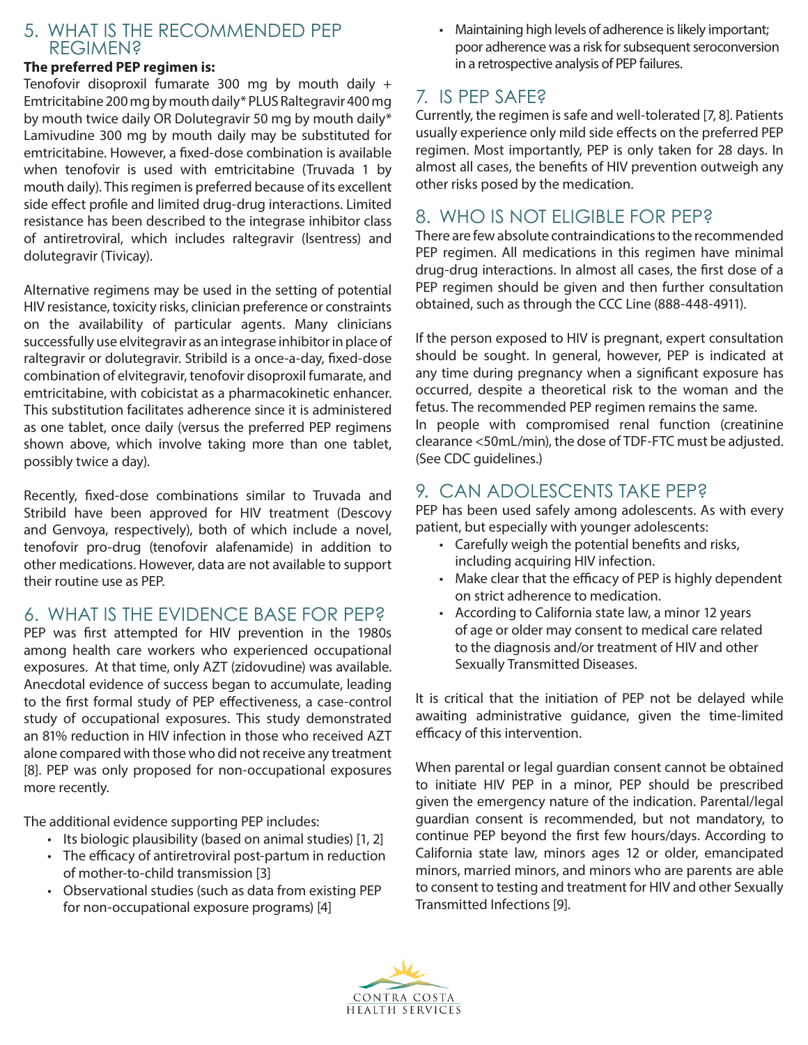## 5. WHAT IS THE RECOMMENDED PEP REGIMEN?

**The preferred PEP regimen is:**

Tenofovir disoproxil fumarate 300 mg by mouth daily + Emtricitabine 200 mg by mouth daily* PLUS Raltegravir 400 mg by mouth twice daily OR Dolutegravir 50 mg by mouth daily* Lamivudine 300 mg by mouth daily may be substituted for emtricitabine. However, a fixed-dose combination is available when tenofovir is used with emtricitabine (Truvada 1 by mouth daily). This regimen is preferred because of its excellent side effect profile and limited drug-drug interactions. Limited resistance has been described to the integrase inhibitor class of antiretroviral, which includes raltegravir (Isentress) and dolutegravir (Tivicay).

Alternative regimens may be used in the setting of potential HIV resistance, toxicity risks, clinician preference or constraints on the availability of particular agents. Many clinicians successfully use elvitegravir as an integrase inhibitor in place of raltegravir or dolutegravir. Stribild is a once-a-day, fixed-dose combination of elvitegravir, tenofovir disoproxil fumarate, and emtricitabine, with cobicistat as a pharmacokinetic enhancer. This substitution facilitates adherence since it is administered as one tablet, once daily (versus the preferred PEP regimens shown above, which involve taking more than one tablet, possibly twice a day).

Recently, fixed-dose combinations similar to Truvada and Stribild have been approved for HIV treatment (Descovy and Genvoya, respectively), both of which include a novel, tenofovir pro-drug (tenofovir alafenamide) in addition to other medications. However, data are not available to support their routine use as PEP.

## 6. WHAT IS THE EVIDENCE BASE FOR PEP?

PEP was first attempted for HIV prevention in the 1980s among health care workers who experienced occupational exposures. At that time, only AZT (zidovudine) was available. Anecdotal evidence of success began to accumulate, leading to the first formal study of PEP effectiveness, a case-control study of occupational exposures. This study demonstrated an 81% reduction in HIV infection in those who received AZT alone compared with those who did not receive any treatment [8]. PEP was only proposed for non-occupational exposures more recently.

The additional evidence supporting PEP includes:

- Its biologic plausibility (based on animal studies) [1, 2]
- The efficacy of antiretroviral post-partum in reduction of mother-to-child transmission [3]
- Observational studies (such as data from existing PEP for non-occupational exposure programs) [4]
- Maintaining high levels of adherence is likely important; poor adherence was a risk for subsequent seroconversion in a retrospective analysis of PEP failures.

## 7. IS PEP SAFE?

Currently, the regimen is safe and well-tolerated [7, 8]. Patients usually experience only mild side effects on the preferred PEP regimen. Most importantly, PEP is only taken for 28 days. In almost all cases, the benefits of HIV prevention outweigh any other risks posed by the medication.

## 8. WHO IS NOT ELIGIBLE FOR PEP?

There are few absolute contraindications to the recommended PEP regimen. All medications in this regimen have minimal drug-drug interactions. In almost all cases, the first dose of a PEP regimen should be given and then further consultation obtained, such as through the CCC Line (888-448-4911).

If the person exposed to HIV is pregnant, expert consultation should be sought. In general, however, PEP is indicated at any time during pregnancy when a significant exposure has occurred, despite a theoretical risk to the woman and the fetus. The recommended PEP regimen remains the same.

In people with compromised renal function (creatinine clearance <50mL/min), the dose of TDF-FTC must be adjusted. (See CDC guidelines.)

## 9. CAN ADOLESCENTS TAKE PEP?

PEP has been used safely among adolescents. As with every patient, but especially with younger adolescents:

- Carefully weigh the potential benefits and risks, including acquiring HIV infection.
- Make clear that the efficacy of PEP is highly dependent on strict adherence to medication.
- According to California state law, a minor 12 years of age or older may consent to medical care related to the diagnosis and/or treatment of HIV and other Sexually Transmitted Diseases.

It is critical that the initiation of PEP not be delayed while awaiting administrative guidance, given the time-limited efficacy of this intervention.

When parental or legal guardian consent cannot be obtained to initiate HIV PEP in a minor, PEP should be prescribed given the emergency nature of the indication. Parental/legal guardian consent is recommended, but not mandatory, to continue PEP beyond the first few hours/days. According to California state law, minors ages 12 or older, emancipated minors, married minors, and minors who are parents are able to consent to testing and treatment for HIV and other Sexually Transmitted Infections [9].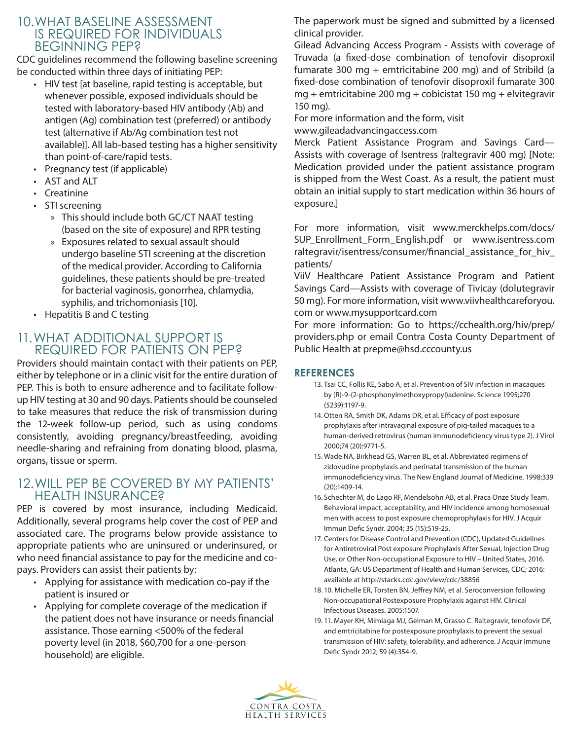## 10. WHAT BASELINE ASSESSMENT IS REQUIRED FOR INDIVIDUALS BEGINNING PEP?

CDC guidelines recommend the following baseline screening be conducted within three days of initiating PEP:

- HIV test [at baseline, rapid testing is acceptable, but whenever possible, exposed individuals should be tested with laboratory-based HIV antibody (Ab) and antigen (Ag) combination test (preferred) or antibody test (alternative if Ab/Ag combination test not available)]. All lab-based testing has a higher sensitivity than point-of-care/rapid tests.
- Pregnancy test (if applicable)
- AST and ALT
- Creatinine
- STI screening
  - This should include both GC/CT NAAT testing (based on the site of exposure) and RPR testing
  - Exposures related to sexual assault should undergo baseline STI screening at the discretion of the medical provider. According to California guidelines, these patients should be pre-treated for bacterial vaginosis, gonorrhea, chlamydia, syphilis, and trichomoniasis [10].
- Hepatitis B and C testing

## 11. WHAT ADDITIONAL SUPPORT IS REQUIRED FOR PATIENTS ON PEP?

Providers should maintain contact with their patients on PEP, either by telephone or in a clinic visit for the entire duration of PEP. This is both to ensure adherence and to facilitate follow-up HIV testing at 30 and 90 days. Patients should be counseled to take measures that reduce the risk of transmission during the 12-week follow-up period, such as using condoms consistently, avoiding pregnancy/breastfeeding, avoiding needle-sharing and refraining from donating blood, plasma, organs, tissue or sperm.

## 12. WILL PEP BE COVERED BY MY PATIENTS' HEALTH INSURANCE?

PEP is covered by most insurance, including Medicaid. Additionally, several programs help cover the cost of PEP and associated care. The programs below provide assistance to appropriate patients who are uninsured or underinsured, or who need financial assistance to pay for the medicine and co-pays. Providers can assist their patients by:

- Applying for assistance with medication co-pay if the patient is insured or
- Applying for complete coverage of the medication if the patient does not have insurance or needs financial assistance. Those earning <500% of the federal poverty level (in 2018, $60,700 for a one-person household) are eligible.

The paperwork must be signed and submitted by a licensed clinical provider.

Gilead Advancing Access Program - Assists with coverage of Truvada (a fixed-dose combination of tenofovir disoproxil fumarate 300 mg + emtricitabine 200 mg) and of Stribild (a fixed-dose combination of tenofovir disoproxil fumarate 300 mg + emtricitabine 200 mg + cobicistat 150 mg + elvitegravir 150 mg).

For more information and the form, visit www.gileadadvancingaccess.com

Merck Patient Assistance Program and Savings Card—Assists with coverage of Isentress (raltegravir 400 mg) [Note: Medication provided under the patient assistance program is shipped from the West Coast. As a result, the patient must obtain an initial supply to start medication within 36 hours of exposure.]

For more information, visit www.merckhelps.com/docs/SUP_Enrollment_Form_English.pdf or www.isentress.com raltegravir/isentress/consumer/financial_assistance_for_hiv_patients/

ViiV Healthcare Patient Assistance Program and Patient Savings Card—Assists with coverage of Tivicay (dolutegravir 50 mg). For more information, visit www.viivhealthcareforyou.com or www.mysupportcard.com

For more information: Go to https://cchealth.org/hiv/prep/providers.php or email Contra Costa County Department of Public Health at prepme@hsd.cccounty.us

### REFERENCES

13. Tsai CC, Follis KE, Sabo A, et al. Prevention of SIV infection in macaques by (R)-9-(2-phosphonylmethoxypropyl)adenine. Science 1995;270 (5239):1197-9.
14. Otten RA, Smith DK, Adams DR, et al. Efficacy of post exposure prophylaxis after intravaginal exposure of pig-tailed macaques to a human-derived retrovirus (human immunodeficiency virus type 2). J Virol 2000;74 (20):9771-5.
15. Wade NA, Birkhead GS, Warren BL, et al. Abbreviated regimens of zidovudine prophylaxis and perinatal transmission of the human immunodeficiency virus. The New England Journal of Medicine. 1998;339 (20):1409-14.
16. Schechter M, do Lago RF, Mendelsohn AB, et al. Praca Onze Study Team. Behavioral impact, acceptability, and HIV incidence among homosexual men with access to post exposure chemoprophylaxis for HIV. J Acquir Immun Defic Syndr. 2004; 35 (15):519-25.
17. Centers for Disease Control and Prevention (CDC), Updated Guidelines for Antiretroviral Post exposure Prophylaxis After Sexual, Injection Drug Use, or Other Non-occupational Exposure to HIV – United States, 2016. Atlanta, GA: US Department of Health and Human Services, CDC; 2016: available at http://stacks.cdc.gov/view/cdc/38856
18. 10. Michelle ER, Torsten BN, Jeffrey NM, et al. Seroconversion following Non-occupational Postexposure Prophylaxis against HIV. Clinical Infectious Diseases. 2005:1507.
19. 11. Mayer KH, Mimiaga MJ, Gelman M, Grasso C. Raltegravir, tenofovir DF, and emtricitabine for postexposure prophylaxis to prevent the sexual transmission of HIV: safety, tolerability, and adherence. J Acquir Immune Defic Syndr 2012; 59 (4):354-9.

CONTRA COSTA HEALTH SERVICES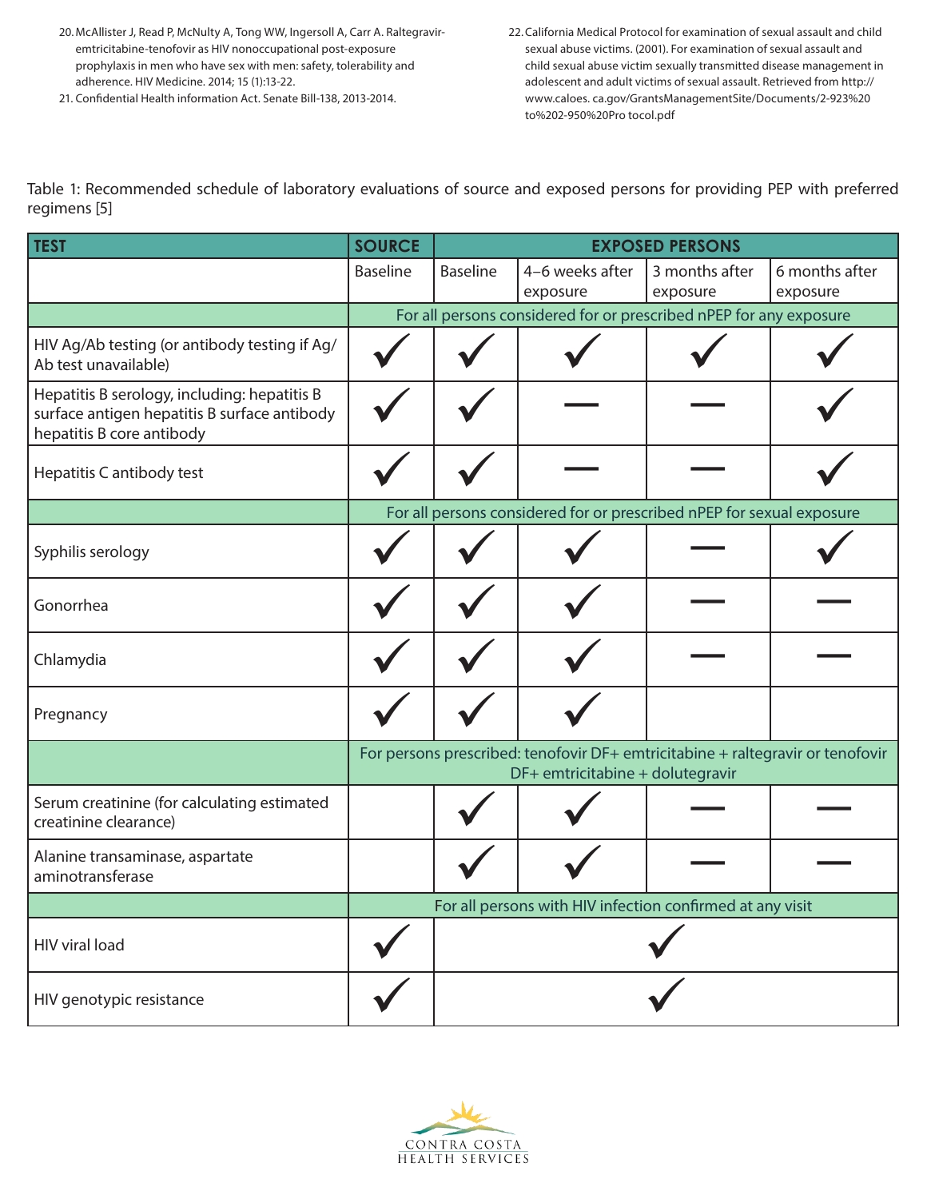20. McAllister J, Read P, McNulty A, Tong WW, Ingersoll A, Carr A. Raltegravir-emtricitabine-tenofovir as HIV nonoccupational post-exposure prophylaxis in men who have sex with men: safety, tolerability and adherence. HIV Medicine. 2014; 15 (1):13-22.
21. Confidential Health information Act. Senate Bill-138, 2013-2014.
22. California Medical Protocol for examination of sexual assault and child sexual abuse victims. (2001). For examination of sexual assault and child sexual abuse victim sexually transmitted disease management in adolescent and adult victims of sexual assault. Retrieved from http://www.caloes. ca.gov/GrantsManagementSite/Documents/2-923%20 to%202-950%20Pro tocol.pdf

Table 1: Recommended schedule of laboratory evaluations of source and exposed persons for providing PEP with preferred regimens [5]

| TEST | SOURCE | EXPOSED PERSONS | | | |
|---|---|---|---|---|---|
| | Baseline | Baseline | 4–6 weeks after exposure | 3 months after exposure | 6 months after exposure |
| | For all persons considered for or prescribed nPEP for any exposure | | | | |
| HIV Ag/Ab testing (or antibody testing if Ag/Ab test unavailable) | ✓ | ✓ | ✓ | ✓ | ✓ |
| Hepatitis B serology, including: hepatitis B surface antigen hepatitis B surface antibody hepatitis B core antibody | ✓ | ✓ | — | — | ✓ |
| Hepatitis C antibody test | ✓ | ✓ | — | — | ✓ |
| | For all persons considered for or prescribed nPEP for sexual exposure | | | | |
| Syphilis serology | ✓ | ✓ | ✓ | — | ✓ |
| Gonorrhea | ✓ | ✓ | ✓ | — | — |
| Chlamydia | ✓ | ✓ | ✓ | — | — |
| Pregnancy | ✓ | ✓ | ✓ | | |
| | For persons prescribed: tenofovir DF+ emtricitabine + raltegravir or tenofovir DF+ emtricitabine + dolutegravir | | | | |
| Serum creatinine (for calculating estimated creatinine clearance) | | ✓ | ✓ | — | — |
| Alanine transaminase, aspartate aminotransferase | | ✓ | ✓ | — | — |
| | For all persons with HIV infection confirmed at any visit | | | | |
| HIV viral load | ✓ | ✓ | | | |
| HIV genotypic resistance | ✓ | ✓ | | | |

CONTRA COSTA HEALTH SERVICES